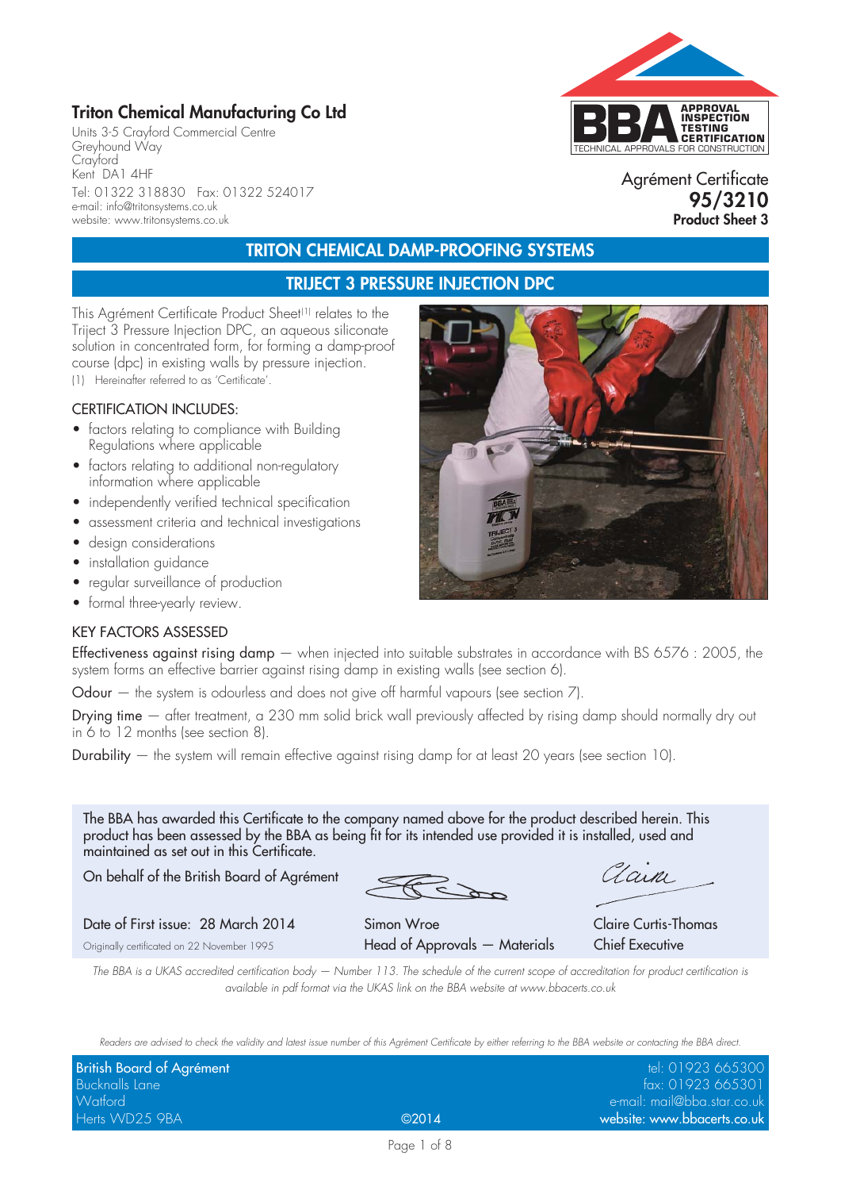# Triton Chemical Manufacturing Co Ltd

Units 3-5 Crayford Commercial Centre
Greyhound Way
Crayford
Kent DA1 4HF
Tel: 01322 318830 Fax: 01322 524017
e-mail: info@tritonsystems.co.uk
website: www.tritonsystems.co.uk

BBA APPROVAL INSPECTION TESTING CERTIFICATION
TECHNICAL APPROVALS FOR CONSTRUCTION

Agrément Certificate
**95/3210**
**Product Sheet 3**

## TRITON CHEMICAL DAMP-PROOFING SYSTEMS

## TRIJECT 3 PRESSURE INJECTION DPC

This Agrément Certificate Product Sheet[1] relates to the Triject 3 Pressure Injection DPC, an aqueous siliconate solution in concentrated form, for forming a damp-proof course (dpc) in existing walls by pressure injection.

(1) Hereinafter referred to as 'Certificate'.

### CERTIFICATION INCLUDES:

- factors relating to compliance with Building Regulations where applicable
- factors relating to additional non-regulatory information where applicable
- independently verified technical specification
- assessment criteria and technical investigations
- design considerations
- installation guidance
- regular surveillance of production
- formal three-yearly review.

### KEY FACTORS ASSESSED

**Effectiveness against rising damp** — when injected into suitable substrates in accordance with BS 6576 : 2005, the system forms an effective barrier against rising damp in existing walls (see section 6).

**Odour** — the system is odourless and does not give off harmful vapours (see section 7).

**Drying time** — after treatment, a 230 mm solid brick wall previously affected by rising damp should normally dry out in 6 to 12 months (see section 8).

**Durability** — the system will remain effective against rising damp for at least 20 years (see section 10).

The BBA has awarded this Certificate to the company named above for the product described herein. This product has been assessed by the BBA as being fit for its intended use provided it is installed, used and maintained as set out in this Certificate.

On behalf of the British Board of Agrément

| | | |
|---|---|---|
| Date of First issue: 28 March 2014 | Simon Wroe | Claire Curtis-Thomas |
| Originally certificated on 22 November 1995 | Head of Approvals — Materials | Chief Executive |

*The BBA is a UKAS accredited certification body — Number 113. The schedule of the current scope of accreditation for product certification is available in pdf format via the UKAS link on the BBA website at www.bbacerts.co.uk*

*Readers are advised to check the validity and latest issue number of this Agrément Certificate by either referring to the BBA website or contacting the BBA direct.*

British Board of Agrément
Bucknalls Lane
Watford
Herts WD25 9BA

©2014

tel: 01923 665300
fax: 01923 665301
e-mail: mail@bba.star.co.uk
website: www.bbacerts.co.uk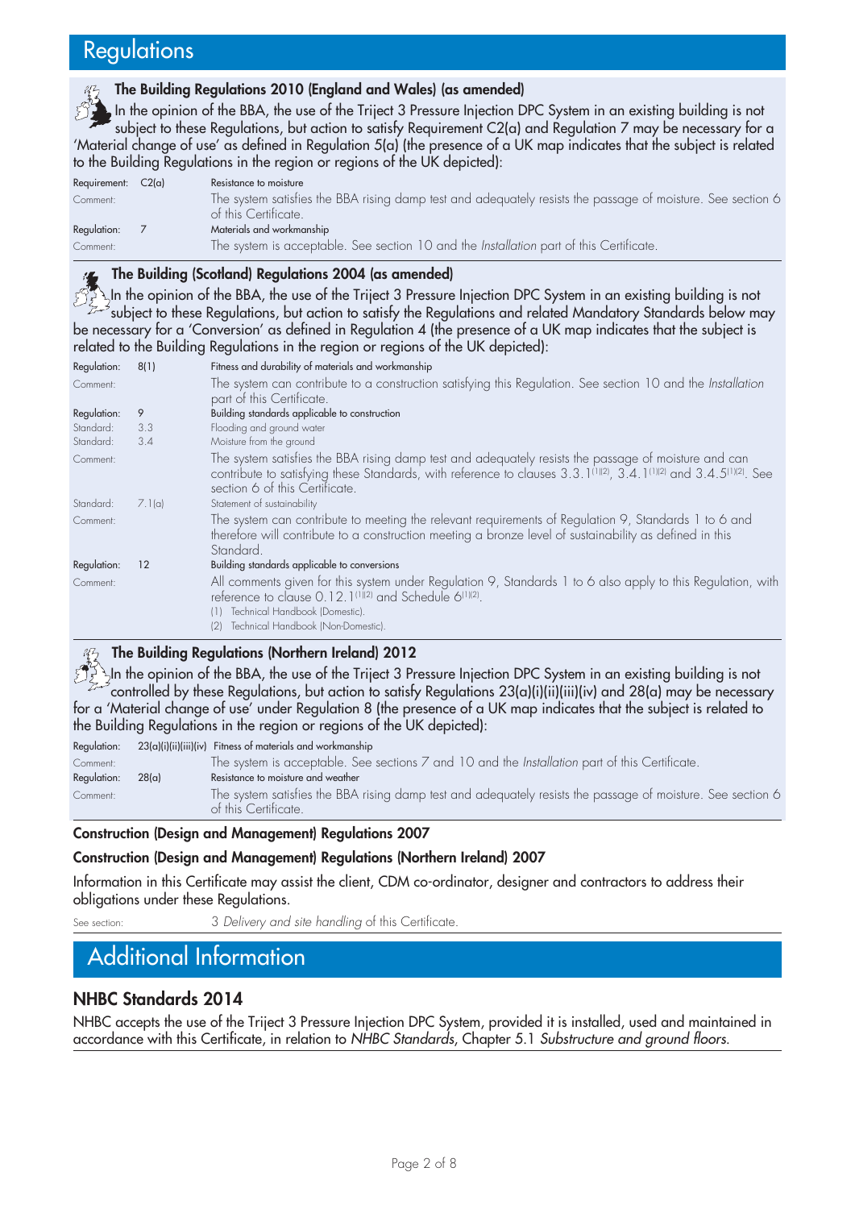# Regulations

### The Building Regulations 2010 (England and Wales) (as amended)

In the opinion of the BBA, the use of the Triject 3 Pressure Injection DPC System in an existing building is not subject to these Regulations, but action to satisfy Requirement C2(a) and Regulation 7 may be necessary for a 'Material change of use' as defined in Regulation 5(a) (the presence of a UK map indicates that the subject is related to the Building Regulations in the region or regions of the UK depicted):

| | | |
|---|---|---|
| Requirement: | C2(a) | Resistance to moisture |
| Comment: | | The system satisfies the BBA rising damp test and adequately resists the passage of moisture. See section 6 of this Certificate. |
| Regulation: | 7 | Materials and workmanship |
| Comment: | | The system is acceptable. See section 10 and the *Installation* part of this Certificate. |

### The Building (Scotland) Regulations 2004 (as amended)

In the opinion of the BBA, the use of the Triject 3 Pressure Injection DPC System in an existing building is not subject to these Regulations, but action to satisfy the Regulations and related Mandatory Standards below may be necessary for a 'Conversion' as defined in Regulation 4 (the presence of a UK map indicates that the subject is related to the Building Regulations in the region or regions of the UK depicted):

| | | |
|---|---|---|
| Regulation: | 8(1) | Fitness and durability of materials and workmanship |
| Comment: | | The system can contribute to a construction satisfying this Regulation. See section 10 and the *Installation* part of this Certificate. |
| Regulation: | 9 | Building standards applicable to construction |
| Standard: | 3.3 | Flooding and ground water |
| Standard: | 3.4 | Moisture from the ground |
| Comment: | | The system satisfies the BBA rising damp test and adequately resists the passage of moisture and can contribute to satisfying these Standards, with reference to clauses 3.3.1[1][2], 3.4.1[1][2] and 3.4.5[1][2]. See section 6 of this Certificate. |
| Standard: | 7.1(a) | Statement of sustainability |
| Comment: | | The system can contribute to meeting the relevant requirements of Regulation 9, Standards 1 to 6 and therefore will contribute to a construction meeting a bronze level of sustainability as defined in this Standard. |
| Regulation: | 12 | Building standards applicable to conversions |
| Comment: | | All comments given for this system under Regulation 9, Standards 1 to 6 also apply to this Regulation, with reference to clause 0.12.1[1][2] and Schedule 6[1][2]. |

(1) Technical Handbook (Domestic).
(2) Technical Handbook (Non-Domestic).

### The Building Regulations (Northern Ireland) 2012

In the opinion of the BBA, the use of the Triject 3 Pressure Injection DPC System in an existing building is not controlled by these Regulations, but action to satisfy Regulations 23(a)(i)(ii)(iii)(iv) and 28(a) may be necessary for a 'Material change of use' under Regulation 8 (the presence of a UK map indicates that the subject is related to the Building Regulations in the region or regions of the UK depicted):

| | | |
|---|---|---|
| Regulation: | 23(a)(i)(ii)(iii)(iv) | Fitness of materials and workmanship |
| Comment: | | The system is acceptable. See sections 7 and 10 and the *Installation* part of this Certificate. |
| Regulation: | 28(a) | Resistance to moisture and weather |
| Comment: | | The system satisfies the BBA rising damp test and adequately resists the passage of moisture. See section 6 of this Certificate. |

**Construction (Design and Management) Regulations 2007**

**Construction (Design and Management) Regulations (Northern Ireland) 2007**

Information in this Certificate may assist the client, CDM co-ordinator, designer and contractors to address their obligations under these Regulations.

See section: *3 Delivery and site handling* of this Certificate.

# Additional Information

### NHBC Standards 2014

NHBC accepts the use of the Triject 3 Pressure Injection DPC System, provided it is installed, used and maintained in accordance with this Certificate, in relation to *NHBC Standards*, Chapter 5.1 *Substructure and ground floors*.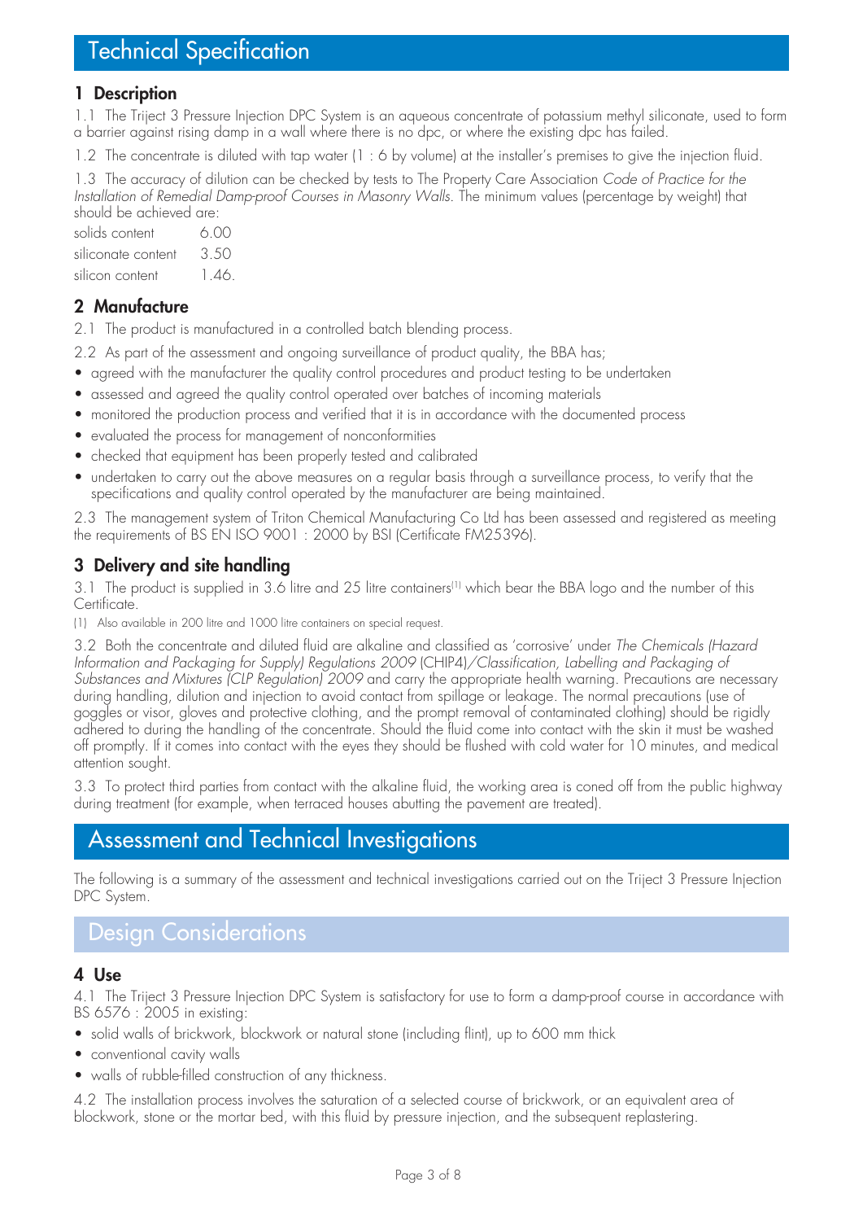# Technical Specification

## 1 Description

1.1 The Triject 3 Pressure Injection DPC System is an aqueous concentrate of potassium methyl siliconate, used to form a barrier against rising damp in a wall where there is no dpc, or where the existing dpc has failed.

1.2 The concentrate is diluted with tap water (1 : 6 by volume) at the installer's premises to give the injection fluid.

1.3 The accuracy of dilution can be checked by tests to The Property Care Association *Code of Practice for the Installation of Remedial Damp-proof Courses in Masonry Walls*. The minimum values (percentage by weight) that should be achieved are:

| | |
|---|---|
| solids content | 6.00 |
| siliconate content | 3.50 |
| silicon content | 1.46. |

## 2 Manufacture

2.1 The product is manufactured in a controlled batch blending process.

2.2 As part of the assessment and ongoing surveillance of product quality, the BBA has;

- agreed with the manufacturer the quality control procedures and product testing to be undertaken
- assessed and agreed the quality control operated over batches of incoming materials
- monitored the production process and verified that it is in accordance with the documented process
- evaluated the process for management of nonconformities
- checked that equipment has been properly tested and calibrated
- undertaken to carry out the above measures on a regular basis through a surveillance process, to verify that the specifications and quality control operated by the manufacturer are being maintained.

2.3 The management system of Triton Chemical Manufacturing Co Ltd has been assessed and registered as meeting the requirements of BS EN ISO 9001 : 2000 by BSI (Certificate FM25396).

## 3 Delivery and site handling

3.1 The product is supplied in 3.6 litre and 25 litre containers[1] which bear the BBA logo and the number of this Certificate.

(1) Also available in 200 litre and 1000 litre containers on special request.

3.2 Both the concentrate and diluted fluid are alkaline and classified as 'corrosive' under *The Chemicals (Hazard Information and Packaging for Supply) Regulations 2009* (CHIP4)/*Classification, Labelling and Packaging of Substances and Mixtures (CLP Regulation) 2009* and carry the appropriate health warning. Precautions are necessary during handling, dilution and injection to avoid contact from spillage or leakage. The normal precautions (use of goggles or visor, gloves and protective clothing, and the prompt removal of contaminated clothing) should be rigidly adhered to during the handling of the concentrate. Should the fluid come into contact with the skin it must be washed off promptly. If it comes into contact with the eyes they should be flushed with cold water for 10 minutes, and medical attention sought.

3.3 To protect third parties from contact with the alkaline fluid, the working area is coned off from the public highway during treatment (for example, when terraced houses abutting the pavement are treated).

# Assessment and Technical Investigations

The following is a summary of the assessment and technical investigations carried out on the Triject 3 Pressure Injection DPC System.

# Design Considerations

## 4 Use

4.1 The Triject 3 Pressure Injection DPC System is satisfactory for use to form a damp-proof course in accordance with BS 6576 : 2005 in existing:

- solid walls of brickwork, blockwork or natural stone (including flint), up to 600 mm thick
- conventional cavity walls
- walls of rubble-filled construction of any thickness.

4.2 The installation process involves the saturation of a selected course of brickwork, or an equivalent area of blockwork, stone or the mortar bed, with this fluid by pressure injection, and the subsequent replastering.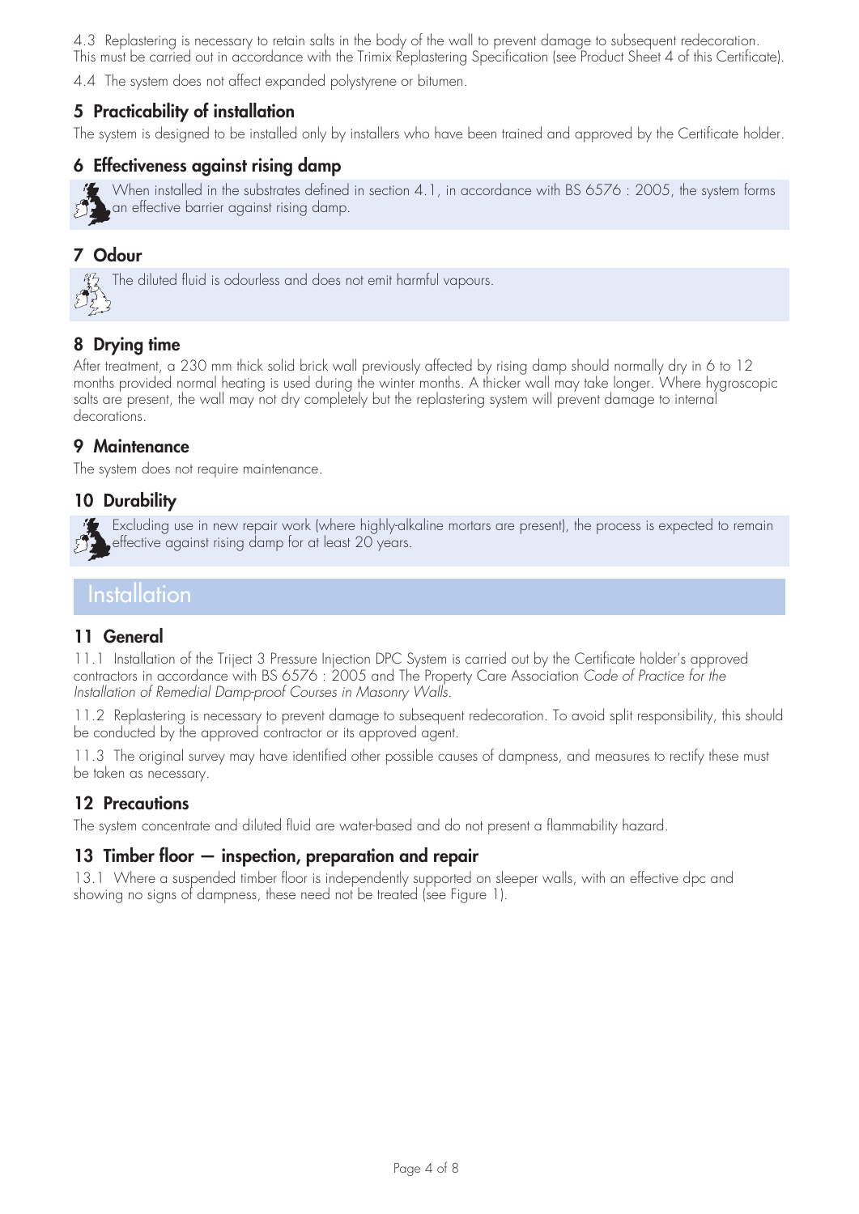4.3 Replastering is necessary to retain salts in the body of the wall to prevent damage to subsequent redecoration. This must be carried out in accordance with the Trimix Replastering Specification (see Product Sheet 4 of this Certificate).

4.4 The system does not affect expanded polystyrene or bitumen.

## 5 Practicability of installation

The system is designed to be installed only by installers who have been trained and approved by the Certificate holder.

## 6 Effectiveness against rising damp

When installed in the substrates defined in section 4.1, in accordance with BS 6576 : 2005, the system forms an effective barrier against rising damp.

## 7 Odour

The diluted fluid is odourless and does not emit harmful vapours.

## 8 Drying time

After treatment, a 230 mm thick solid brick wall previously affected by rising damp should normally dry in 6 to 12 months provided normal heating is used during the winter months. A thicker wall may take longer. Where hygroscopic salts are present, the wall may not dry completely but the replastering system will prevent damage to internal decorations.

## 9 Maintenance

The system does not require maintenance.

## 10 Durability

Excluding use in new repair work (where highly-alkaline mortars are present), the process is expected to remain effective against rising damp for at least 20 years.

# Installation

## 11 General

11.1 Installation of the Triject 3 Pressure Injection DPC System is carried out by the Certificate holder's approved contractors in accordance with BS 6576 : 2005 and The Property Care Association *Code of Practice for the Installation of Remedial Damp-proof Courses in Masonry Walls.*

11.2 Replastering is necessary to prevent damage to subsequent redecoration. To avoid split responsibility, this should be conducted by the approved contractor or its approved agent.

11.3 The original survey may have identified other possible causes of dampness, and measures to rectify these must be taken as necessary.

## 12 Precautions

The system concentrate and diluted fluid are water-based and do not present a flammability hazard.

## 13 Timber floor — inspection, preparation and repair

13.1 Where a suspended timber floor is independently supported on sleeper walls, with an effective dpc and showing no signs of dampness, these need not be treated (see Figure 1).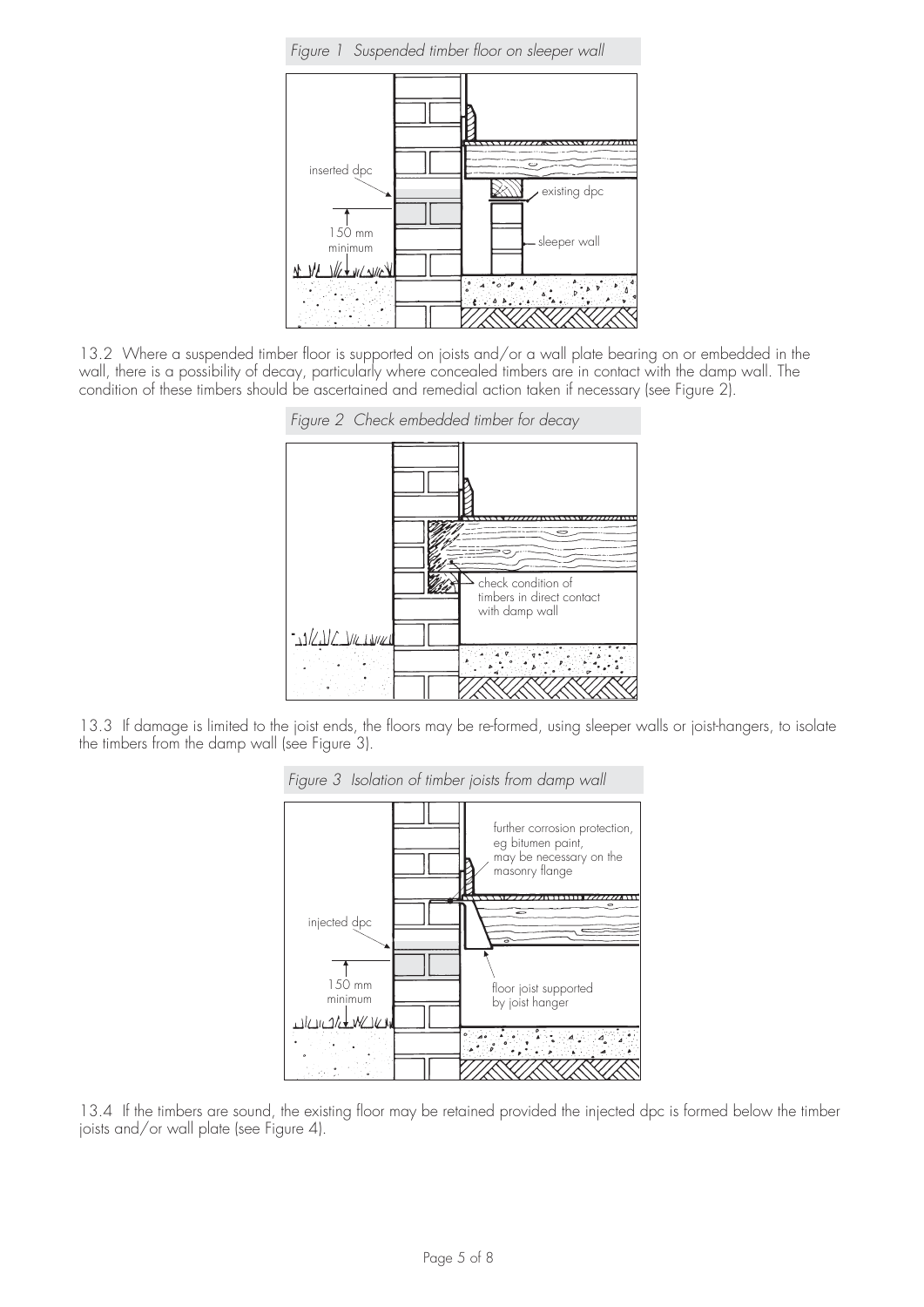*Figure 1 Suspended timber floor on sleeper wall*

inserted dpc

existing dpc

150 mm minimum

sleeper wall

13.2 Where a suspended timber floor is supported on joists and/or a wall plate bearing on or embedded in the wall, there is a possibility of decay, particularly where concealed timbers are in contact with the damp wall. The condition of these timbers should be ascertained and remedial action taken if necessary (see Figure 2).

*Figure 2 Check embedded timber for decay*

check condition of timbers in direct contact with damp wall

13.3 If damage is limited to the joist ends, the floors may be re-formed, using sleeper walls or joist-hangers, to isolate the timbers from the damp wall (see Figure 3).

*Figure 3 Isolation of timber joists from damp wall*

further corrosion protection, eg bitumen paint, may be necessary on the masonry flange

injected dpc

150 mm minimum

floor joist supported by joist hanger

13.4 If the timbers are sound, the existing floor may be retained provided the injected dpc is formed below the timber joists and/or wall plate (see Figure 4).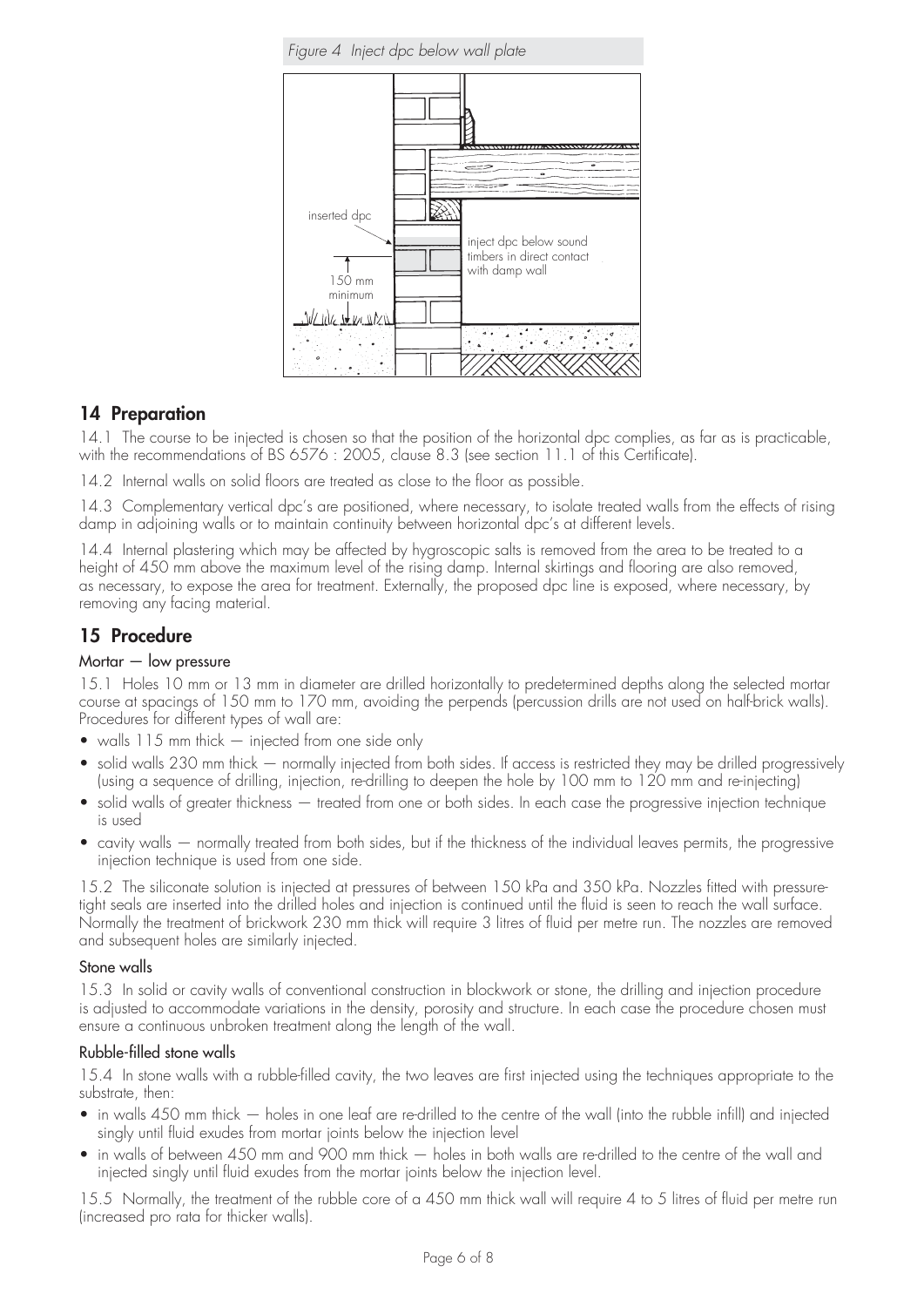*Figure 4 Inject dpc below wall plate*

inserted dpc

inject dpc below sound timbers in direct contact with damp wall

150 mm minimum

## 14 Preparation

14.1 The course to be injected is chosen so that the position of the horizontal dpc complies, as far as is practicable, with the recommendations of BS 6576 : 2005, clause 8.3 (see section 11.1 of this Certificate).

14.2 Internal walls on solid floors are treated as close to the floor as possible.

14.3 Complementary vertical dpc's are positioned, where necessary, to isolate treated walls from the effects of rising damp in adjoining walls or to maintain continuity between horizontal dpc's at different levels.

14.4 Internal plastering which may be affected by hygroscopic salts is removed from the area to be treated to a height of 450 mm above the maximum level of the rising damp. Internal skirtings and flooring are also removed, as necessary, to expose the area for treatment. Externally, the proposed dpc line is exposed, where necessary, by removing any facing material.

## 15 Procedure

### Mortar — low pressure

15.1 Holes 10 mm or 13 mm in diameter are drilled horizontally to predetermined depths along the selected mortar course at spacings of 150 mm to 170 mm, avoiding the perpends (percussion drills are not used on half-brick walls). Procedures for different types of wall are:

- walls 115 mm thick — injected from one side only
- solid walls 230 mm thick — normally injected from both sides. If access is restricted they may be drilled progressively (using a sequence of drilling, injection, re-drilling to deepen the hole by 100 mm to 120 mm and re-injecting)
- solid walls of greater thickness — treated from one or both sides. In each case the progressive injection technique is used
- cavity walls — normally treated from both sides, but if the thickness of the individual leaves permits, the progressive injection technique is used from one side.

15.2 The siliconate solution is injected at pressures of between 150 kPa and 350 kPa. Nozzles fitted with pressure-tight seals are inserted into the drilled holes and injection is continued until the fluid is seen to reach the wall surface. Normally the treatment of brickwork 230 mm thick will require 3 litres of fluid per metre run. The nozzles are removed and subsequent holes are similarly injected.

### Stone walls

15.3 In solid or cavity walls of conventional construction in blockwork or stone, the drilling and injection procedure is adjusted to accommodate variations in the density, porosity and structure. In each case the procedure chosen must ensure a continuous unbroken treatment along the length of the wall.

### Rubble-filled stone walls

15.4 In stone walls with a rubble-filled cavity, the two leaves are first injected using the techniques appropriate to the substrate, then:

- in walls 450 mm thick — holes in one leaf are re-drilled to the centre of the wall (into the rubble infill) and injected singly until fluid exudes from mortar joints below the injection level
- in walls of between 450 mm and 900 mm thick — holes in both walls are re-drilled to the centre of the wall and injected singly until fluid exudes from the mortar joints below the injection level.

15.5 Normally, the treatment of the rubble core of a 450 mm thick wall will require 4 to 5 litres of fluid per metre run (increased pro rata for thicker walls).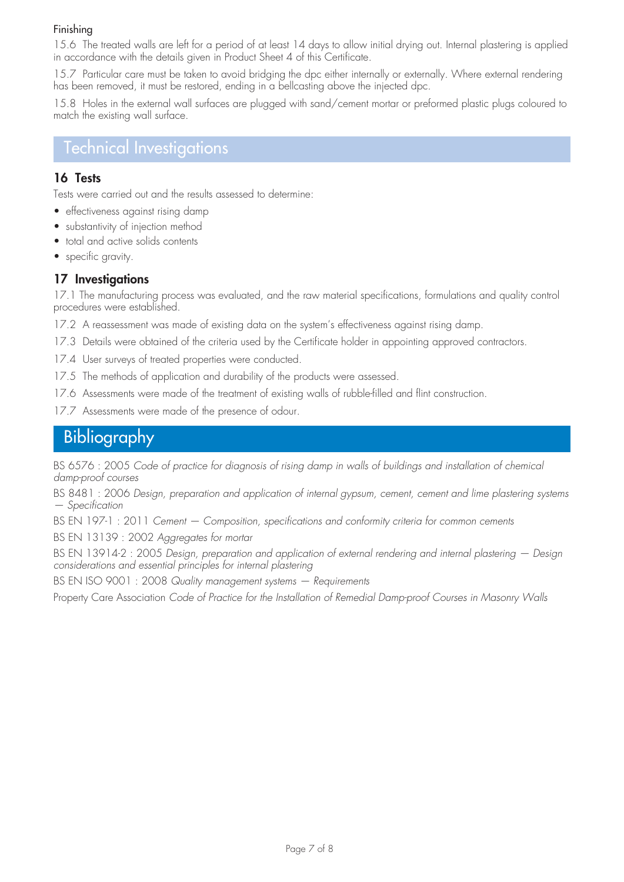### Finishing

15.6 The treated walls are left for a period of at least 14 days to allow initial drying out. Internal plastering is applied in accordance with the details given in Product Sheet 4 of this Certificate.

15.7 Particular care must be taken to avoid bridging the dpc either internally or externally. Where external rendering has been removed, it must be restored, ending in a bellcasting above the injected dpc.

15.8 Holes in the external wall surfaces are plugged with sand/cement mortar or preformed plastic plugs coloured to match the existing wall surface.

## Technical Investigations

### 16 Tests

Tests were carried out and the results assessed to determine:

- effectiveness against rising damp
- substantivity of injection method
- total and active solids contents
- specific gravity.

### 17 Investigations

17.1 The manufacturing process was evaluated, and the raw material specifications, formulations and quality control procedures were established.

17.2 A reassessment was made of existing data on the system's effectiveness against rising damp.

17.3 Details were obtained of the criteria used by the Certificate holder in appointing approved contractors.

17.4 User surveys of treated properties were conducted.

17.5 The methods of application and durability of the products were assessed.

17.6 Assessments were made of the treatment of existing walls of rubble-filled and flint construction.

17.7 Assessments were made of the presence of odour.

## Bibliography

BS 6576 : 2005 *Code of practice for diagnosis of rising damp in walls of buildings and installation of chemical damp-proof courses*

BS 8481 : 2006 *Design, preparation and application of internal gypsum, cement, cement and lime plastering systems — Specification*

BS EN 197-1 : 2011 *Cement — Composition, specifications and conformity criteria for common cements*

BS EN 13139 : 2002 *Aggregates for mortar*

BS EN 13914-2 : 2005 *Design, preparation and application of external rendering and internal plastering — Design considerations and essential principles for internal plastering*

BS EN ISO 9001 : 2008 *Quality management systems — Requirements*

Property Care Association *Code of Practice for the Installation of Remedial Damp-proof Courses in Masonry Walls*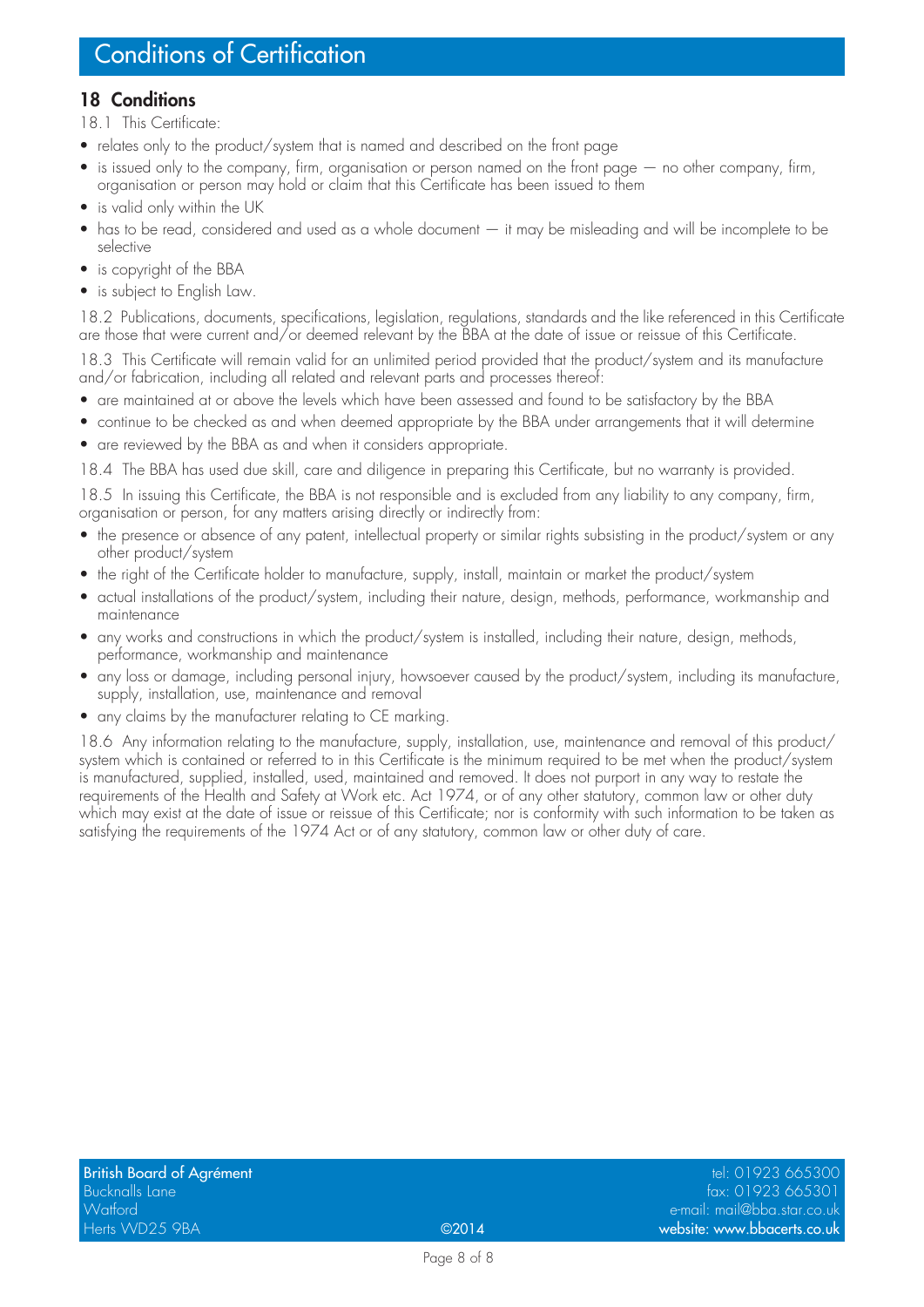# Conditions of Certification

## 18 Conditions

18.1 This Certificate:

- relates only to the product/system that is named and described on the front page
- is issued only to the company, firm, organisation or person named on the front page — no other company, firm, organisation or person may hold or claim that this Certificate has been issued to them
- is valid only within the UK
- has to be read, considered and used as a whole document — it may be misleading and will be incomplete to be selective
- is copyright of the BBA
- is subject to English Law.

18.2 Publications, documents, specifications, legislation, regulations, standards and the like referenced in this Certificate are those that were current and/or deemed relevant by the BBA at the date of issue or reissue of this Certificate.

18.3 This Certificate will remain valid for an unlimited period provided that the product/system and its manufacture and/or fabrication, including all related and relevant parts and processes thereof:

- are maintained at or above the levels which have been assessed and found to be satisfactory by the BBA
- continue to be checked as and when deemed appropriate by the BBA under arrangements that it will determine
- are reviewed by the BBA as and when it considers appropriate.

18.4 The BBA has used due skill, care and diligence in preparing this Certificate, but no warranty is provided.

18.5 In issuing this Certificate, the BBA is not responsible and is excluded from any liability to any company, firm, organisation or person, for any matters arising directly or indirectly from:

- the presence or absence of any patent, intellectual property or similar rights subsisting in the product/system or any other product/system
- the right of the Certificate holder to manufacture, supply, install, maintain or market the product/system
- actual installations of the product/system, including their nature, design, methods, performance, workmanship and maintenance
- any works and constructions in which the product/system is installed, including their nature, design, methods, performance, workmanship and maintenance
- any loss or damage, including personal injury, howsoever caused by the product/system, including its manufacture, supply, installation, use, maintenance and removal
- any claims by the manufacturer relating to CE marking.

18.6 Any information relating to the manufacture, supply, installation, use, maintenance and removal of this product/system which is contained or referred to in this Certificate is the minimum required to be met when the product/system is manufactured, supplied, installed, used, maintained and removed. It does not purport in any way to restate the requirements of the Health and Safety at Work etc. Act 1974, or of any other statutory, common law or other duty which may exist at the date of issue or reissue of this Certificate; nor is conformity with such information to be taken as satisfying the requirements of the 1974 Act or of any statutory, common law or other duty of care.

**British Board of Agrément**
Bucknalls Lane
Watford
Herts WD25 9BA

©2014

tel: 01923 665300
fax: 01923 665301
e-mail: mail@bba.star.co.uk
**website: www.bbacerts.co.uk**